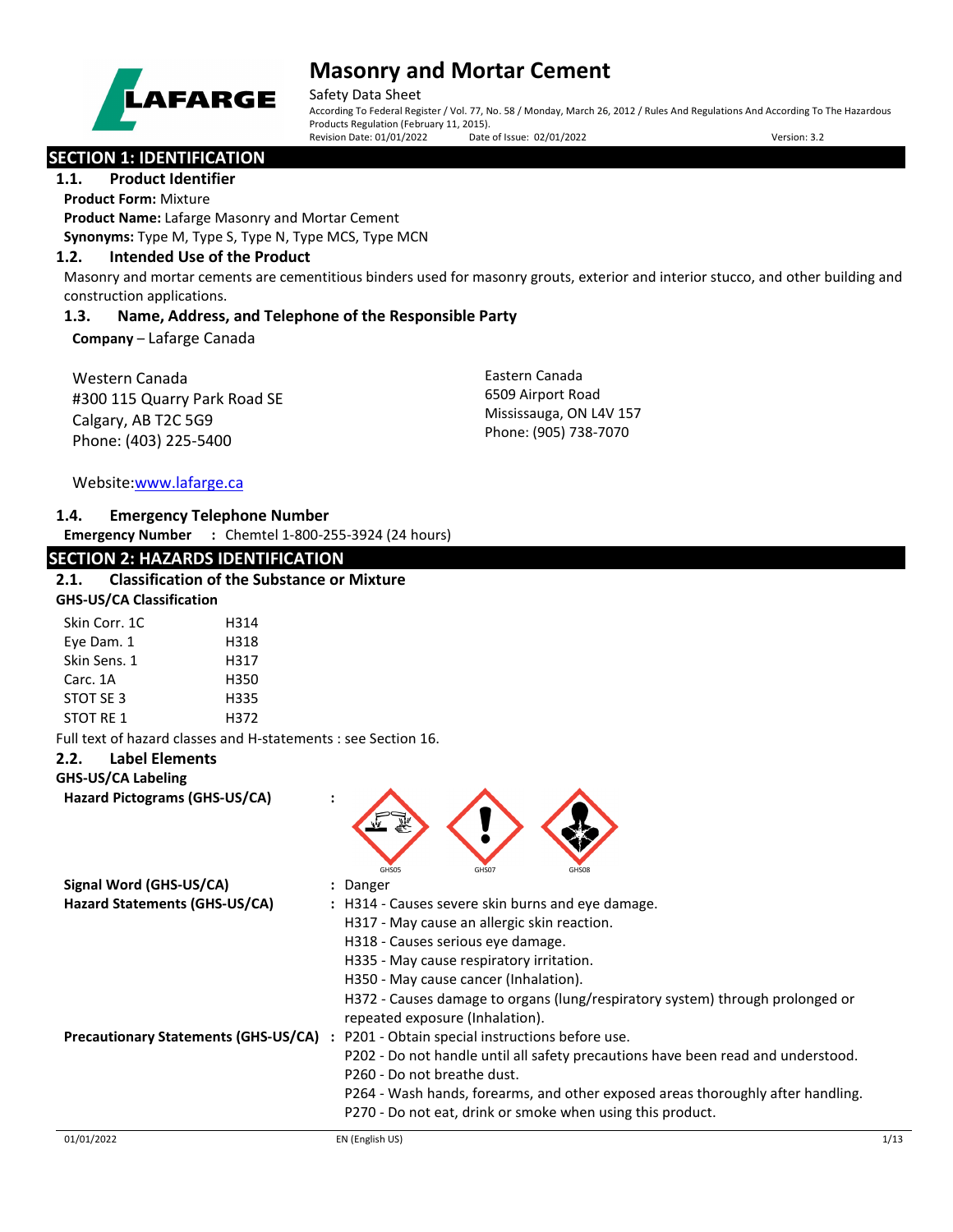# Masonry and Mortar Cement

Safety Data Sheet

According To Federal Register / Vol. 77, No. 58 / Monday, March 26, 2012 / Rules And Regulations And According To The Hazardous Products Regulation (February 11, 2015).

Revision Date: 01/01/2022 Date of Issue: 02/01/2022 Version: 3.2

## SECTION 1: IDENTIFICATION

### 1.1. Product Identifier

**Product Form:** Mixture

**Product Name:** Lafarge Masonry and Mortar Cement

**Synonyms:** Type M, Type S, Type N, Type MCS, Type MCN

### 1.2. Intended Use of the Product

Masonry and mortar cements are cementitious binders used for masonry grouts, exterior and interior stucco, and other building and construction applications.

### 1.3. Name, Address, and Telephone of the Responsible Party

**Company** – Lafarge Canada

Western Canada
#300 115 Quarry Park Road SE
Calgary, AB T2C 5G9
Phone: (403) 225-5400

Eastern Canada
6509 Airport Road
Mississauga, ON L4V 157
Phone: (905) 738-7070

Website: www.lafarge.ca

### 1.4. Emergency Telephone Number

**Emergency Number** : Chemtel 1-800-255-3924 (24 hours)

## SECTION 2: HAZARDS IDENTIFICATION

### 2.1. Classification of the Substance or Mixture

**GHS-US/CA Classification**

| | |
|---|---|
| Skin Corr. 1C | H314 |
| Eye Dam. 1 | H318 |
| Skin Sens. 1 | H317 |
| Carc. 1A | H350 |
| STOT SE 3 | H335 |
| STOT RE 1 | H372 |

Full text of hazard classes and H-statements : see Section 16.

### 2.2. Label Elements

**GHS-US/CA Labeling**

**Hazard Pictograms (GHS-US/CA)** : GHS05 GHS07 GHS08

**Signal Word (GHS-US/CA)** : Danger

**Hazard Statements (GHS-US/CA)** : H314 - Causes severe skin burns and eye damage.
H317 - May cause an allergic skin reaction.
H318 - Causes serious eye damage.
H335 - May cause respiratory irritation.
H350 - May cause cancer (Inhalation).
H372 - Causes damage to organs (lung/respiratory system) through prolonged or repeated exposure (Inhalation).

**Precautionary Statements (GHS-US/CA)** : P201 - Obtain special instructions before use.
P202 - Do not handle until all safety precautions have been read and understood.
P260 - Do not breathe dust.
P264 - Wash hands, forearms, and other exposed areas thoroughly after handling.
P270 - Do not eat, drink or smoke when using this product.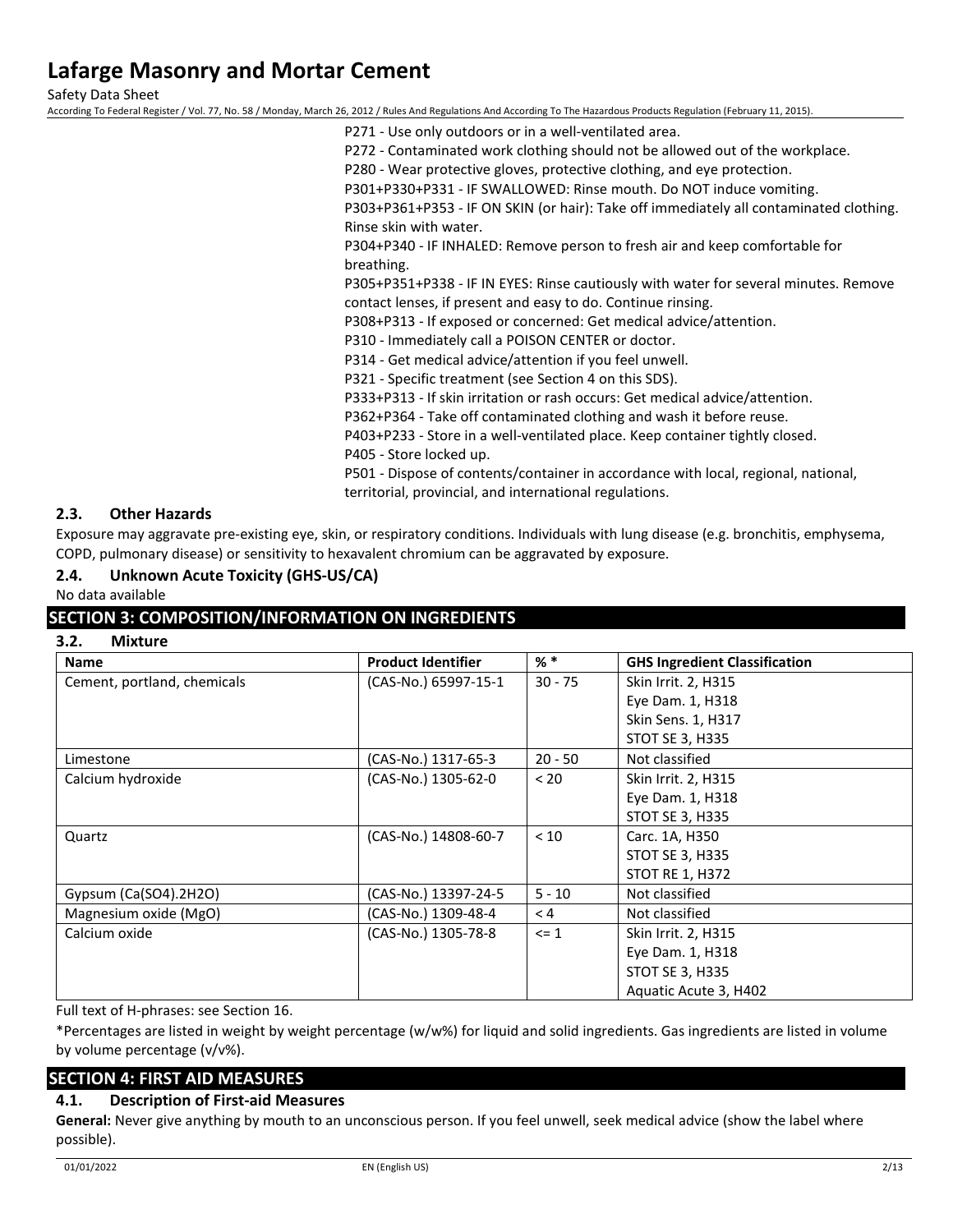P271 - Use only outdoors or in a well-ventilated area.
P272 - Contaminated work clothing should not be allowed out of the workplace.
P280 - Wear protective gloves, protective clothing, and eye protection.
P301+P330+P331 - IF SWALLOWED: Rinse mouth. Do NOT induce vomiting.
P303+P361+P353 - IF ON SKIN (or hair): Take off immediately all contaminated clothing. Rinse skin with water.
P304+P340 - IF INHALED: Remove person to fresh air and keep comfortable for breathing.
P305+P351+P338 - IF IN EYES: Rinse cautiously with water for several minutes. Remove contact lenses, if present and easy to do. Continue rinsing.
P308+P313 - If exposed or concerned: Get medical advice/attention.
P310 - Immediately call a POISON CENTER or doctor.
P314 - Get medical advice/attention if you feel unwell.
P321 - Specific treatment (see Section 4 on this SDS).
P333+P313 - If skin irritation or rash occurs: Get medical advice/attention.
P362+P364 - Take off contaminated clothing and wash it before reuse.
P403+P233 - Store in a well-ventilated place. Keep container tightly closed.
P405 - Store locked up.
P501 - Dispose of contents/container in accordance with local, regional, national, territorial, provincial, and international regulations.

### 2.3. Other Hazards

Exposure may aggravate pre-existing eye, skin, or respiratory conditions. Individuals with lung disease (e.g. bronchitis, emphysema, COPD, pulmonary disease) or sensitivity to hexavalent chromium can be aggravated by exposure.

### 2.4. Unknown Acute Toxicity (GHS-US/CA)

No data available

## SECTION 3: COMPOSITION/INFORMATION ON INGREDIENTS

### 3.2. Mixture

| Name | Product Identifier | % * | GHS Ingredient Classification |
|---|---|---|---|
| Cement, portland, chemicals | (CAS-No.) 65997-15-1 | 30 - 75 | Skin Irrit. 2, H315<br>Eye Dam. 1, H318<br>Skin Sens. 1, H317<br>STOT SE 3, H335 |
| Limestone | (CAS-No.) 1317-65-3 | 20 - 50 | Not classified |
| Calcium hydroxide | (CAS-No.) 1305-62-0 | < 20 | Skin Irrit. 2, H315<br>Eye Dam. 1, H318<br>STOT SE 3, H335 |
| Quartz | (CAS-No.) 14808-60-7 | < 10 | Carc. 1A, H350<br>STOT SE 3, H335<br>STOT RE 1, H372 |
| Gypsum (Ca(SO4).2H2O) | (CAS-No.) 13397-24-5 | 5 - 10 | Not classified |
| Magnesium oxide (MgO) | (CAS-No.) 1309-48-4 | < 4 | Not classified |
| Calcium oxide | (CAS-No.) 1305-78-8 | <= 1 | Skin Irrit. 2, H315<br>Eye Dam. 1, H318<br>STOT SE 3, H335<br>Aquatic Acute 3, H402 |

Full text of H-phrases: see Section 16.

*Percentages are listed in weight by weight percentage (w/w%) for liquid and solid ingredients. Gas ingredients are listed in volume by volume percentage (v/v%).

## SECTION 4: FIRST AID MEASURES

### 4.1. Description of First-aid Measures

**General:** Never give anything by mouth to an unconscious person. If you feel unwell, seek medical advice (show the label where possible).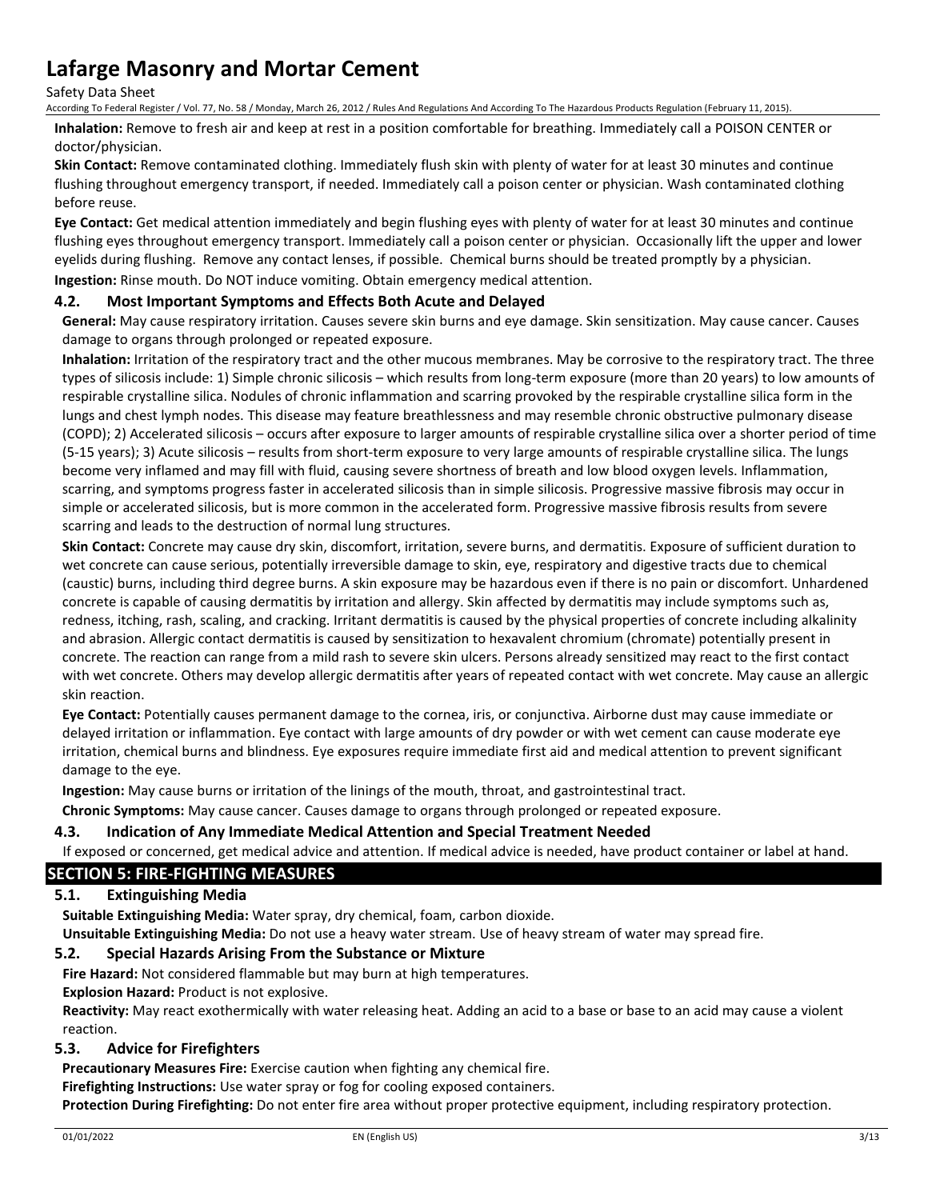**Inhalation:** Remove to fresh air and keep at rest in a position comfortable for breathing. Immediately call a POISON CENTER or doctor/physician.

**Skin Contact:** Remove contaminated clothing. Immediately flush skin with plenty of water for at least 30 minutes and continue flushing throughout emergency transport, if needed. Immediately call a poison center or physician. Wash contaminated clothing before reuse.

**Eye Contact:** Get medical attention immediately and begin flushing eyes with plenty of water for at least 30 minutes and continue flushing eyes throughout emergency transport. Immediately call a poison center or physician. Occasionally lift the upper and lower eyelids during flushing. Remove any contact lenses, if possible. Chemical burns should be treated promptly by a physician.

**Ingestion:** Rinse mouth. Do NOT induce vomiting. Obtain emergency medical attention.

### 4.2. Most Important Symptoms and Effects Both Acute and Delayed

**General:** May cause respiratory irritation. Causes severe skin burns and eye damage. Skin sensitization. May cause cancer. Causes damage to organs through prolonged or repeated exposure.

**Inhalation:** Irritation of the respiratory tract and the other mucous membranes. May be corrosive to the respiratory tract. The three types of silicosis include: 1) Simple chronic silicosis – which results from long-term exposure (more than 20 years) to low amounts of respirable crystalline silica. Nodules of chronic inflammation and scarring provoked by the respirable crystalline silica form in the lungs and chest lymph nodes. This disease may feature breathlessness and may resemble chronic obstructive pulmonary disease (COPD); 2) Accelerated silicosis – occurs after exposure to larger amounts of respirable crystalline silica over a shorter period of time (5-15 years); 3) Acute silicosis – results from short-term exposure to very large amounts of respirable crystalline silica. The lungs become very inflamed and may fill with fluid, causing severe shortness of breath and low blood oxygen levels. Inflammation, scarring, and symptoms progress faster in accelerated silicosis than in simple silicosis. Progressive massive fibrosis may occur in simple or accelerated silicosis, but is more common in the accelerated form. Progressive massive fibrosis results from severe scarring and leads to the destruction of normal lung structures.

**Skin Contact:** Concrete may cause dry skin, discomfort, irritation, severe burns, and dermatitis. Exposure of sufficient duration to wet concrete can cause serious, potentially irreversible damage to skin, eye, respiratory and digestive tracts due to chemical (caustic) burns, including third degree burns. A skin exposure may be hazardous even if there is no pain or discomfort. Unhardened concrete is capable of causing dermatitis by irritation and allergy. Skin affected by dermatitis may include symptoms such as, redness, itching, rash, scaling, and cracking. Irritant dermatitis is caused by the physical properties of concrete including alkalinity and abrasion. Allergic contact dermatitis is caused by sensitization to hexavalent chromium (chromate) potentially present in concrete. The reaction can range from a mild rash to severe skin ulcers. Persons already sensitized may react to the first contact with wet concrete. Others may develop allergic dermatitis after years of repeated contact with wet concrete. May cause an allergic skin reaction.

**Eye Contact:** Potentially causes permanent damage to the cornea, iris, or conjunctiva. Airborne dust may cause immediate or delayed irritation or inflammation. Eye contact with large amounts of dry powder or with wet cement can cause moderate eye irritation, chemical burns and blindness. Eye exposures require immediate first aid and medical attention to prevent significant damage to the eye.

**Ingestion:** May cause burns or irritation of the linings of the mouth, throat, and gastrointestinal tract.

**Chronic Symptoms:** May cause cancer. Causes damage to organs through prolonged or repeated exposure.

### 4.3. Indication of Any Immediate Medical Attention and Special Treatment Needed

If exposed or concerned, get medical advice and attention. If medical advice is needed, have product container or label at hand.

## SECTION 5: FIRE-FIGHTING MEASURES

### 5.1. Extinguishing Media

**Suitable Extinguishing Media:** Water spray, dry chemical, foam, carbon dioxide.

**Unsuitable Extinguishing Media:** Do not use a heavy water stream. Use of heavy stream of water may spread fire.

### 5.2. Special Hazards Arising From the Substance or Mixture

**Fire Hazard:** Not considered flammable but may burn at high temperatures.

**Explosion Hazard:** Product is not explosive.

**Reactivity:** May react exothermically with water releasing heat. Adding an acid to a base or base to an acid may cause a violent reaction.

### 5.3. Advice for Firefighters

**Precautionary Measures Fire:** Exercise caution when fighting any chemical fire.

**Firefighting Instructions:** Use water spray or fog for cooling exposed containers.

**Protection During Firefighting:** Do not enter fire area without proper protective equipment, including respiratory protection.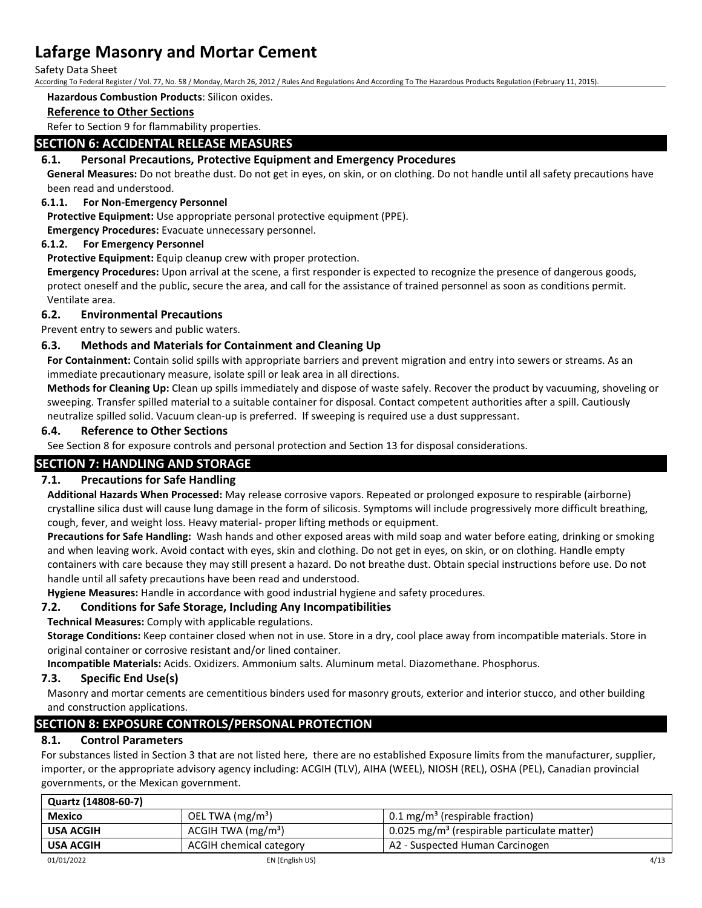**Hazardous Combustion Products**: Silicon oxides.

**Reference to Other Sections**

Refer to Section 9 for flammability properties.

## SECTION 6: ACCIDENTAL RELEASE MEASURES

### 6.1. Personal Precautions, Protective Equipment and Emergency Procedures

**General Measures:** Do not breathe dust. Do not get in eyes, on skin, or on clothing. Do not handle until all safety precautions have been read and understood.

#### 6.1.1. For Non-Emergency Personnel

**Protective Equipment:** Use appropriate personal protective equipment (PPE).

**Emergency Procedures:** Evacuate unnecessary personnel.

#### 6.1.2. For Emergency Personnel

**Protective Equipment:** Equip cleanup crew with proper protection.

**Emergency Procedures:** Upon arrival at the scene, a first responder is expected to recognize the presence of dangerous goods, protect oneself and the public, secure the area, and call for the assistance of trained personnel as soon as conditions permit. Ventilate area.

### 6.2. Environmental Precautions

Prevent entry to sewers and public waters.

### 6.3. Methods and Materials for Containment and Cleaning Up

**For Containment:** Contain solid spills with appropriate barriers and prevent migration and entry into sewers or streams. As an immediate precautionary measure, isolate spill or leak area in all directions.

**Methods for Cleaning Up:** Clean up spills immediately and dispose of waste safely. Recover the product by vacuuming, shoveling or sweeping. Transfer spilled material to a suitable container for disposal. Contact competent authorities after a spill. Cautiously neutralize spilled solid. Vacuum clean-up is preferred. If sweeping is required use a dust suppressant.

### 6.4. Reference to Other Sections

See Section 8 for exposure controls and personal protection and Section 13 for disposal considerations.

## SECTION 7: HANDLING AND STORAGE

### 7.1. Precautions for Safe Handling

**Additional Hazards When Processed:** May release corrosive vapors. Repeated or prolonged exposure to respirable (airborne) crystalline silica dust will cause lung damage in the form of silicosis. Symptoms will include progressively more difficult breathing, cough, fever, and weight loss. Heavy material- proper lifting methods or equipment.

**Precautions for Safe Handling:** Wash hands and other exposed areas with mild soap and water before eating, drinking or smoking and when leaving work. Avoid contact with eyes, skin and clothing. Do not get in eyes, on skin, or on clothing. Handle empty containers with care because they may still present a hazard. Do not breathe dust. Obtain special instructions before use. Do not handle until all safety precautions have been read and understood.

**Hygiene Measures:** Handle in accordance with good industrial hygiene and safety procedures.

### 7.2. Conditions for Safe Storage, Including Any Incompatibilities

**Technical Measures:** Comply with applicable regulations.

**Storage Conditions:** Keep container closed when not in use. Store in a dry, cool place away from incompatible materials. Store in original container or corrosive resistant and/or lined container.

**Incompatible Materials:** Acids. Oxidizers. Ammonium salts. Aluminum metal. Diazomethane. Phosphorus.

### 7.3. Specific End Use(s)

Masonry and mortar cements are cementitious binders used for masonry grouts, exterior and interior stucco, and other building and construction applications.

## SECTION 8: EXPOSURE CONTROLS/PERSONAL PROTECTION

### 8.1. Control Parameters

For substances listed in Section 3 that are not listed here, there are no established Exposure limits from the manufacturer, supplier, importer, or the appropriate advisory agency including: ACGIH (TLV), AIHA (WEEL), NIOSH (REL), OSHA (PEL), Canadian provincial governments, or the Mexican government.

| Quartz (14808-60-7) | | |
|---|---|---|
| **Mexico** | OEL TWA (mg/m³) | 0.1 mg/m³ (respirable fraction) |
| **USA ACGIH** | ACGIH TWA (mg/m³) | 0.025 mg/m³ (respirable particulate matter) |
| **USA ACGIH** | ACGIH chemical category | A2 - Suspected Human Carcinogen |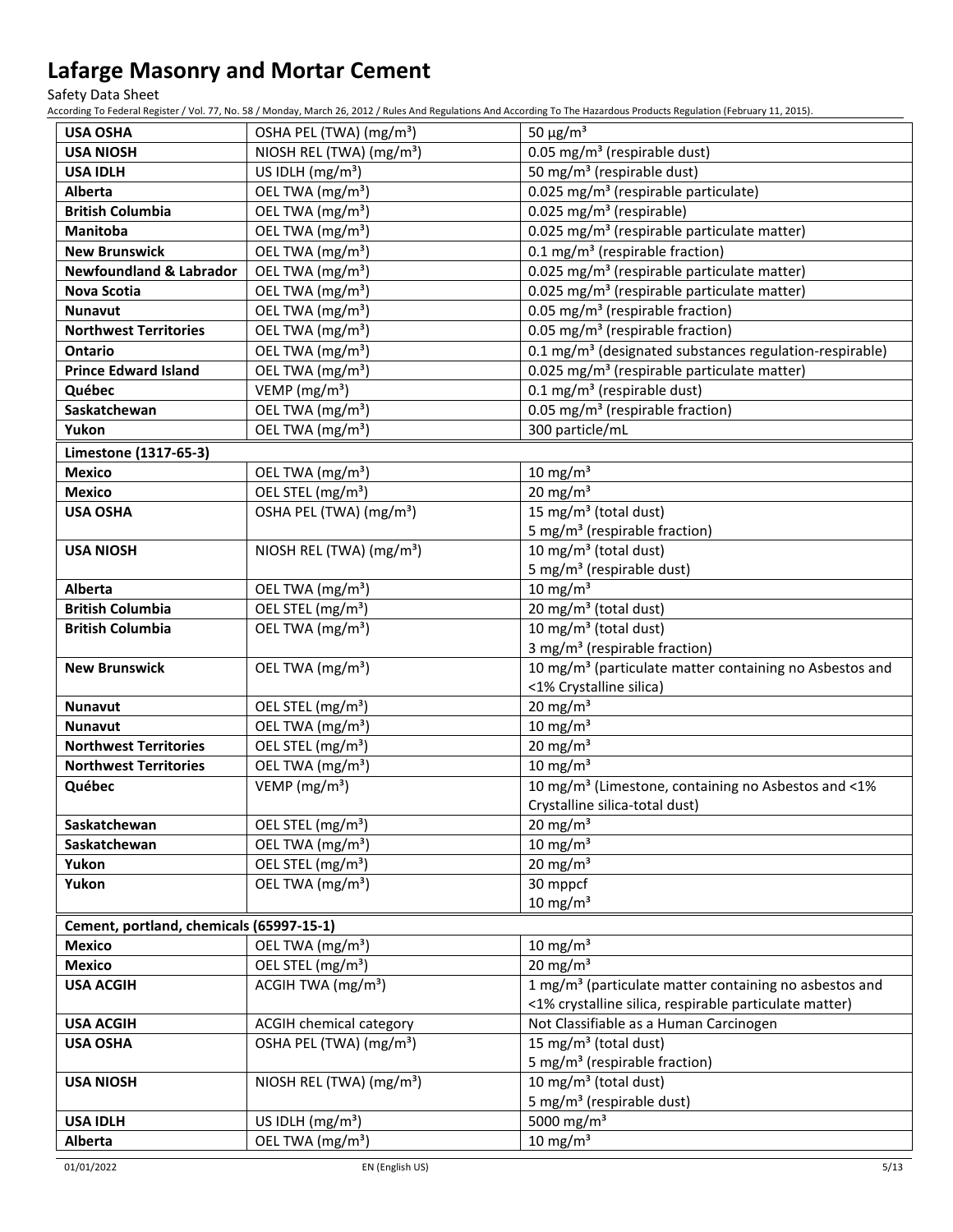| | | |
|---|---|---|
| **USA OSHA** | OSHA PEL (TWA) (mg/m³) | 50 µg/m³ |
| **USA NIOSH** | NIOSH REL (TWA) (mg/m³) | 0.05 mg/m³ (respirable dust) |
| **USA IDLH** | US IDLH (mg/m³) | 50 mg/m³ (respirable dust) |
| **Alberta** | OEL TWA (mg/m³) | 0.025 mg/m³ (respirable particulate) |
| **British Columbia** | OEL TWA (mg/m³) | 0.025 mg/m³ (respirable) |
| **Manitoba** | OEL TWA (mg/m³) | 0.025 mg/m³ (respirable particulate matter) |
| **New Brunswick** | OEL TWA (mg/m³) | 0.1 mg/m³ (respirable fraction) |
| **Newfoundland & Labrador** | OEL TWA (mg/m³) | 0.025 mg/m³ (respirable particulate matter) |
| **Nova Scotia** | OEL TWA (mg/m³) | 0.025 mg/m³ (respirable particulate matter) |
| **Nunavut** | OEL TWA (mg/m³) | 0.05 mg/m³ (respirable fraction) |
| **Northwest Territories** | OEL TWA (mg/m³) | 0.05 mg/m³ (respirable fraction) |
| **Ontario** | OEL TWA (mg/m³) | 0.1 mg/m³ (designated substances regulation-respirable) |
| **Prince Edward Island** | OEL TWA (mg/m³) | 0.025 mg/m³ (respirable particulate matter) |
| **Québec** | VEMP (mg/m³) | 0.1 mg/m³ (respirable dust) |
| **Saskatchewan** | OEL TWA (mg/m³) | 0.05 mg/m³ (respirable fraction) |
| **Yukon** | OEL TWA (mg/m³) | 300 particle/mL |
| **Limestone (1317-65-3)** | | |
| **Mexico** | OEL TWA (mg/m³) | 10 mg/m³ |
| **Mexico** | OEL STEL (mg/m³) | 20 mg/m³ |
| **USA OSHA** | OSHA PEL (TWA) (mg/m³) | 15 mg/m³ (total dust)<br>5 mg/m³ (respirable fraction) |
| **USA NIOSH** | NIOSH REL (TWA) (mg/m³) | 10 mg/m³ (total dust)<br>5 mg/m³ (respirable dust) |
| **Alberta** | OEL TWA (mg/m³) | 10 mg/m³ |
| **British Columbia** | OEL STEL (mg/m³) | 20 mg/m³ (total dust) |
| **British Columbia** | OEL TWA (mg/m³) | 10 mg/m³ (total dust)<br>3 mg/m³ (respirable fraction) |
| **New Brunswick** | OEL TWA (mg/m³) | 10 mg/m³ (particulate matter containing no Asbestos and <1% Crystalline silica) |
| **Nunavut** | OEL STEL (mg/m³) | 20 mg/m³ |
| **Nunavut** | OEL TWA (mg/m³) | 10 mg/m³ |
| **Northwest Territories** | OEL STEL (mg/m³) | 20 mg/m³ |
| **Northwest Territories** | OEL TWA (mg/m³) | 10 mg/m³ |
| **Québec** | VEMP (mg/m³) | 10 mg/m³ (Limestone, containing no Asbestos and <1% Crystalline silica-total dust) |
| **Saskatchewan** | OEL STEL (mg/m³) | 20 mg/m³ |
| **Saskatchewan** | OEL TWA (mg/m³) | 10 mg/m³ |
| **Yukon** | OEL STEL (mg/m³) | 20 mg/m³ |
| **Yukon** | OEL TWA (mg/m³) | 30 mppcf<br>10 mg/m³ |
| **Cement, portland, chemicals (65997-15-1)** | | |
| **Mexico** | OEL TWA (mg/m³) | 10 mg/m³ |
| **Mexico** | OEL STEL (mg/m³) | 20 mg/m³ |
| **USA ACGIH** | ACGIH TWA (mg/m³) | 1 mg/m³ (particulate matter containing no asbestos and <1% crystalline silica, respirable particulate matter) |
| **USA ACGIH** | ACGIH chemical category | Not Classifiable as a Human Carcinogen |
| **USA OSHA** | OSHA PEL (TWA) (mg/m³) | 15 mg/m³ (total dust)<br>5 mg/m³ (respirable fraction) |
| **USA NIOSH** | NIOSH REL (TWA) (mg/m³) | 10 mg/m³ (total dust)<br>5 mg/m³ (respirable dust) |
| **USA IDLH** | US IDLH (mg/m³) | 5000 mg/m³ |
| **Alberta** | OEL TWA (mg/m³) | 10 mg/m³ |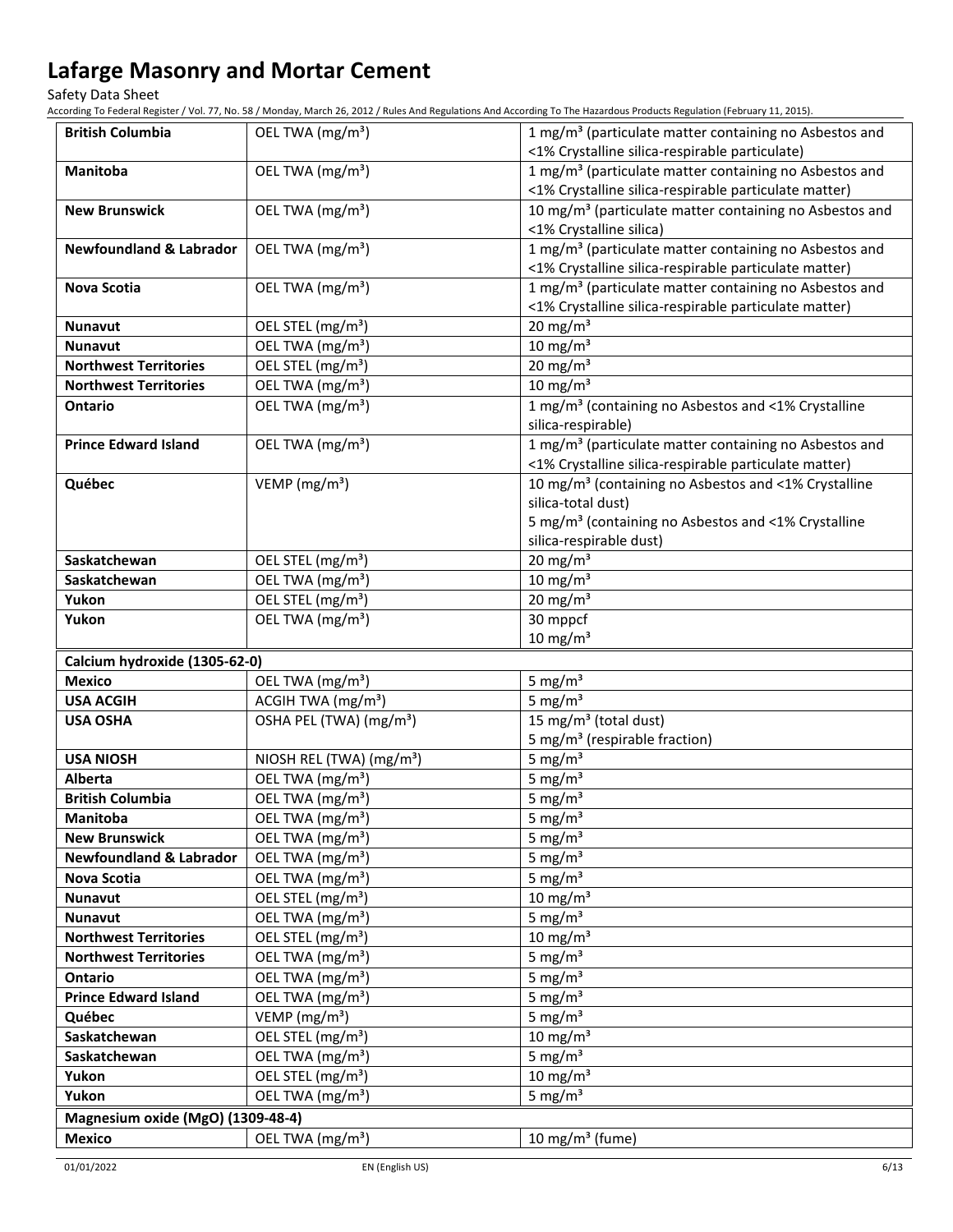| | | |
|---|---|---|
| **British Columbia** | OEL TWA (mg/m³) | 1 mg/m³ (particulate matter containing no Asbestos and <1% Crystalline silica-respirable particulate) |
| **Manitoba** | OEL TWA (mg/m³) | 1 mg/m³ (particulate matter containing no Asbestos and <1% Crystalline silica-respirable particulate matter) |
| **New Brunswick** | OEL TWA (mg/m³) | 10 mg/m³ (particulate matter containing no Asbestos and <1% Crystalline silica) |
| **Newfoundland & Labrador** | OEL TWA (mg/m³) | 1 mg/m³ (particulate matter containing no Asbestos and <1% Crystalline silica-respirable particulate matter) |
| **Nova Scotia** | OEL TWA (mg/m³) | 1 mg/m³ (particulate matter containing no Asbestos and <1% Crystalline silica-respirable particulate matter) |
| **Nunavut** | OEL STEL (mg/m³) | 20 mg/m³ |
| **Nunavut** | OEL TWA (mg/m³) | 10 mg/m³ |
| **Northwest Territories** | OEL STEL (mg/m³) | 20 mg/m³ |
| **Northwest Territories** | OEL TWA (mg/m³) | 10 mg/m³ |
| **Ontario** | OEL TWA (mg/m³) | 1 mg/m³ (containing no Asbestos and <1% Crystalline silica-respirable) |
| **Prince Edward Island** | OEL TWA (mg/m³) | 1 mg/m³ (particulate matter containing no Asbestos and <1% Crystalline silica-respirable particulate matter) |
| **Québec** | VEMP (mg/m³) | 10 mg/m³ (containing no Asbestos and <1% Crystalline silica-total dust)<br>5 mg/m³ (containing no Asbestos and <1% Crystalline silica-respirable dust) |
| **Saskatchewan** | OEL STEL (mg/m³) | 20 mg/m³ |
| **Saskatchewan** | OEL TWA (mg/m³) | 10 mg/m³ |
| **Yukon** | OEL STEL (mg/m³) | 20 mg/m³ |
| **Yukon** | OEL TWA (mg/m³) | 30 mppcf<br>10 mg/m³ |
| **Calcium hydroxide (1305-62-0)** | | |
| **Mexico** | OEL TWA (mg/m³) | 5 mg/m³ |
| **USA ACGIH** | ACGIH TWA (mg/m³) | 5 mg/m³ |
| **USA OSHA** | OSHA PEL (TWA) (mg/m³) | 15 mg/m³ (total dust)<br>5 mg/m³ (respirable fraction) |
| **USA NIOSH** | NIOSH REL (TWA) (mg/m³) | 5 mg/m³ |
| **Alberta** | OEL TWA (mg/m³) | 5 mg/m³ |
| **British Columbia** | OEL TWA (mg/m³) | 5 mg/m³ |
| **Manitoba** | OEL TWA (mg/m³) | 5 mg/m³ |
| **New Brunswick** | OEL TWA (mg/m³) | 5 mg/m³ |
| **Newfoundland & Labrador** | OEL TWA (mg/m³) | 5 mg/m³ |
| **Nova Scotia** | OEL TWA (mg/m³) | 5 mg/m³ |
| **Nunavut** | OEL STEL (mg/m³) | 10 mg/m³ |
| **Nunavut** | OEL TWA (mg/m³) | 5 mg/m³ |
| **Northwest Territories** | OEL STEL (mg/m³) | 10 mg/m³ |
| **Northwest Territories** | OEL TWA (mg/m³) | 5 mg/m³ |
| **Ontario** | OEL TWA (mg/m³) | 5 mg/m³ |
| **Prince Edward Island** | OEL TWA (mg/m³) | 5 mg/m³ |
| **Québec** | VEMP (mg/m³) | 5 mg/m³ |
| **Saskatchewan** | OEL STEL (mg/m³) | 10 mg/m³ |
| **Saskatchewan** | OEL TWA (mg/m³) | 5 mg/m³ |
| **Yukon** | OEL STEL (mg/m³) | 10 mg/m³ |
| **Yukon** | OEL TWA (mg/m³) | 5 mg/m³ |
| **Magnesium oxide (MgO) (1309-48-4)** | | |
| **Mexico** | OEL TWA (mg/m³) | 10 mg/m³ (fume) |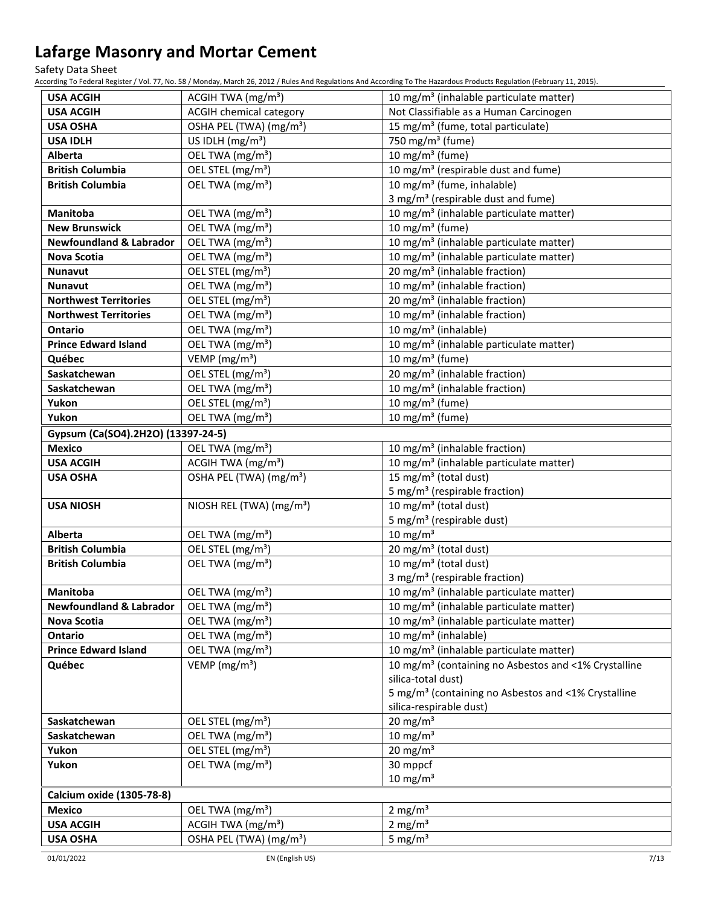# Lafarge Masonry and Mortar Cement

Safety Data Sheet

According To Federal Register / Vol. 77, No. 58 / Monday, March 26, 2012 / Rules And Regulations And According To The Hazardous Products Regulation (February 11, 2015).

| | | |
|---|---|---|
| **USA ACGIH** | ACGIH TWA (mg/m³) | 10 mg/m³ (inhalable particulate matter) |
| **USA ACGIH** | ACGIH chemical category | Not Classifiable as a Human Carcinogen |
| **USA OSHA** | OSHA PEL (TWA) (mg/m³) | 15 mg/m³ (fume, total particulate) |
| **USA IDLH** | US IDLH (mg/m³) | 750 mg/m³ (fume) |
| **Alberta** | OEL TWA (mg/m³) | 10 mg/m³ (fume) |
| **British Columbia** | OEL STEL (mg/m³) | 10 mg/m³ (respirable dust and fume) |
| **British Columbia** | OEL TWA (mg/m³) | 10 mg/m³ (fume, inhalable)<br>3 mg/m³ (respirable dust and fume) |
| **Manitoba** | OEL TWA (mg/m³) | 10 mg/m³ (inhalable particulate matter) |
| **New Brunswick** | OEL TWA (mg/m³) | 10 mg/m³ (fume) |
| **Newfoundland & Labrador** | OEL TWA (mg/m³) | 10 mg/m³ (inhalable particulate matter) |
| **Nova Scotia** | OEL TWA (mg/m³) | 10 mg/m³ (inhalable particulate matter) |
| **Nunavut** | OEL STEL (mg/m³) | 20 mg/m³ (inhalable fraction) |
| **Nunavut** | OEL TWA (mg/m³) | 10 mg/m³ (inhalable fraction) |
| **Northwest Territories** | OEL STEL (mg/m³) | 20 mg/m³ (inhalable fraction) |
| **Northwest Territories** | OEL TWA (mg/m³) | 10 mg/m³ (inhalable fraction) |
| **Ontario** | OEL TWA (mg/m³) | 10 mg/m³ (inhalable) |
| **Prince Edward Island** | OEL TWA (mg/m³) | 10 mg/m³ (inhalable particulate matter) |
| **Québec** | VEMP (mg/m³) | 10 mg/m³ (fume) |
| **Saskatchewan** | OEL STEL (mg/m³) | 20 mg/m³ (inhalable fraction) |
| **Saskatchewan** | OEL TWA (mg/m³) | 10 mg/m³ (inhalable fraction) |
| **Yukon** | OEL STEL (mg/m³) | 10 mg/m³ (fume) |
| **Yukon** | OEL TWA (mg/m³) | 10 mg/m³ (fume) |
| **Gypsum (Ca(SO4).2H2O) (13397-24-5)** | | |
| **Mexico** | OEL TWA (mg/m³) | 10 mg/m³ (inhalable fraction) |
| **USA ACGIH** | ACGIH TWA (mg/m³) | 10 mg/m³ (inhalable particulate matter) |
| **USA OSHA** | OSHA PEL (TWA) (mg/m³) | 15 mg/m³ (total dust)<br>5 mg/m³ (respirable fraction) |
| **USA NIOSH** | NIOSH REL (TWA) (mg/m³) | 10 mg/m³ (total dust)<br>5 mg/m³ (respirable dust) |
| **Alberta** | OEL TWA (mg/m³) | 10 mg/m³ |
| **British Columbia** | OEL STEL (mg/m³) | 20 mg/m³ (total dust) |
| **British Columbia** | OEL TWA (mg/m³) | 10 mg/m³ (total dust)<br>3 mg/m³ (respirable fraction) |
| **Manitoba** | OEL TWA (mg/m³) | 10 mg/m³ (inhalable particulate matter) |
| **Newfoundland & Labrador** | OEL TWA (mg/m³) | 10 mg/m³ (inhalable particulate matter) |
| **Nova Scotia** | OEL TWA (mg/m³) | 10 mg/m³ (inhalable particulate matter) |
| **Ontario** | OEL TWA (mg/m³) | 10 mg/m³ (inhalable) |
| **Prince Edward Island** | OEL TWA (mg/m³) | 10 mg/m³ (inhalable particulate matter) |
| **Québec** | VEMP (mg/m³) | 10 mg/m³ (containing no Asbestos and <1% Crystalline silica-total dust)<br>5 mg/m³ (containing no Asbestos and <1% Crystalline silica-respirable dust) |
| **Saskatchewan** | OEL STEL (mg/m³) | 20 mg/m³ |
| **Saskatchewan** | OEL TWA (mg/m³) | 10 mg/m³ |
| **Yukon** | OEL STEL (mg/m³) | 20 mg/m³ |
| **Yukon** | OEL TWA (mg/m³) | 30 mppcf<br>10 mg/m³ |
| **Calcium oxide (1305-78-8)** | | |
| **Mexico** | OEL TWA (mg/m³) | 2 mg/m³ |
| **USA ACGIH** | ACGIH TWA (mg/m³) | 2 mg/m³ |
| **USA OSHA** | OSHA PEL (TWA) (mg/m³) | 5 mg/m³ |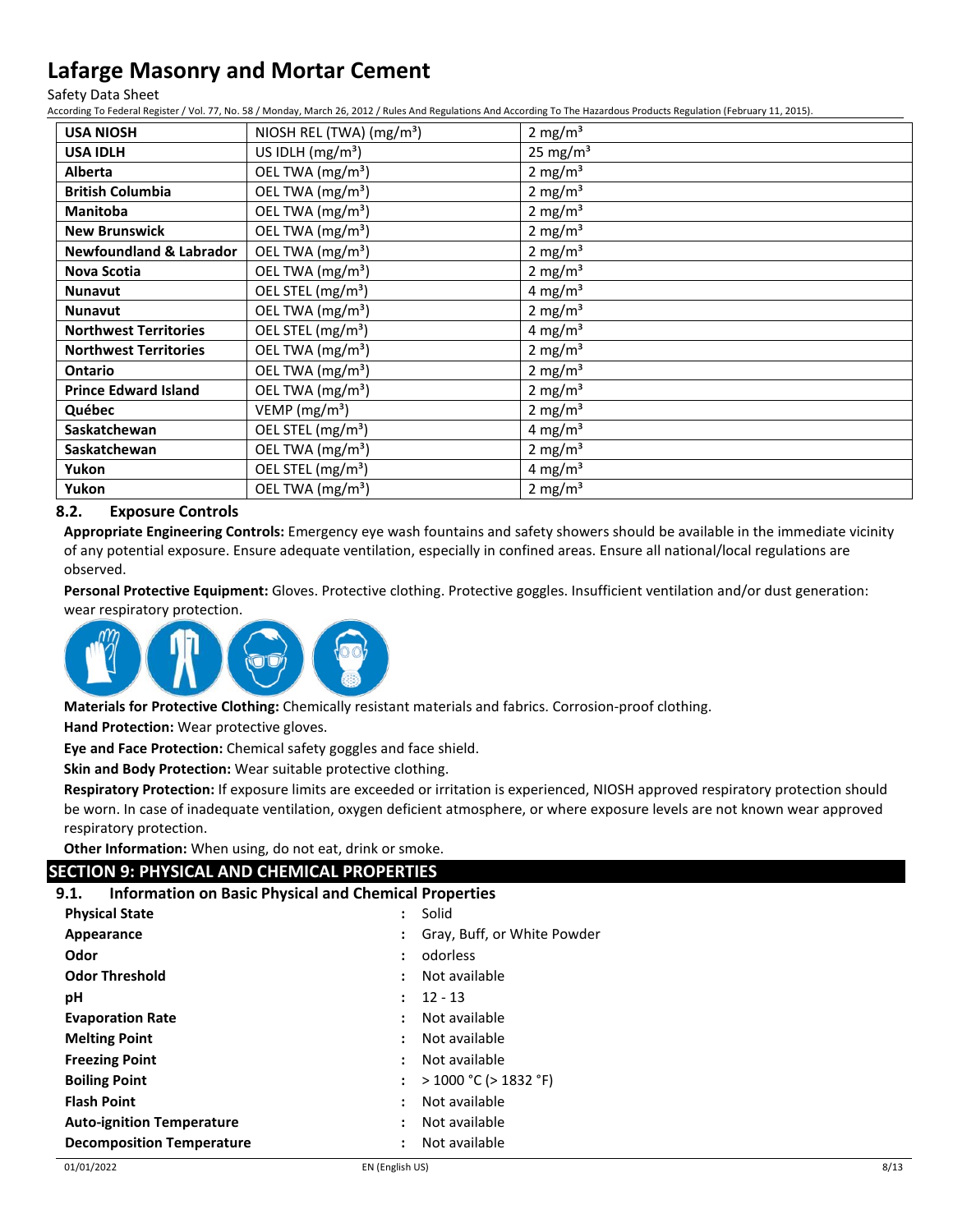| USA NIOSH | NIOSH REL (TWA) (mg/m³) | 2 mg/m³ |
|---|---|---|
| USA IDLH | US IDLH (mg/m³) | 25 mg/m³ |
| Alberta | OEL TWA (mg/m³) | 2 mg/m³ |
| British Columbia | OEL TWA (mg/m³) | 2 mg/m³ |
| Manitoba | OEL TWA (mg/m³) | 2 mg/m³ |
| New Brunswick | OEL TWA (mg/m³) | 2 mg/m³ |
| Newfoundland & Labrador | OEL TWA (mg/m³) | 2 mg/m³ |
| Nova Scotia | OEL TWA (mg/m³) | 2 mg/m³ |
| Nunavut | OEL STEL (mg/m³) | 4 mg/m³ |
| Nunavut | OEL TWA (mg/m³) | 2 mg/m³ |
| Northwest Territories | OEL STEL (mg/m³) | 4 mg/m³ |
| Northwest Territories | OEL TWA (mg/m³) | 2 mg/m³ |
| Ontario | OEL TWA (mg/m³) | 2 mg/m³ |
| Prince Edward Island | OEL TWA (mg/m³) | 2 mg/m³ |
| Québec | VEMP (mg/m³) | 2 mg/m³ |
| Saskatchewan | OEL STEL (mg/m³) | 4 mg/m³ |
| Saskatchewan | OEL TWA (mg/m³) | 2 mg/m³ |
| Yukon | OEL STEL (mg/m³) | 4 mg/m³ |
| Yukon | OEL TWA (mg/m³) | 2 mg/m³ |

### 8.2. Exposure Controls

**Appropriate Engineering Controls:** Emergency eye wash fountains and safety showers should be available in the immediate vicinity of any potential exposure. Ensure adequate ventilation, especially in confined areas. Ensure all national/local regulations are observed.

**Personal Protective Equipment:** Gloves. Protective clothing. Protective goggles. Insufficient ventilation and/or dust generation: wear respiratory protection.

**Materials for Protective Clothing:** Chemically resistant materials and fabrics. Corrosion-proof clothing.

**Hand Protection:** Wear protective gloves.

**Eye and Face Protection:** Chemical safety goggles and face shield.

**Skin and Body Protection:** Wear suitable protective clothing.

**Respiratory Protection:** If exposure limits are exceeded or irritation is experienced, NIOSH approved respiratory protection should be worn. In case of inadequate ventilation, oxygen deficient atmosphere, or where exposure levels are not known wear approved respiratory protection.

**Other Information:** When using, do not eat, drink or smoke.

## SECTION 9: PHYSICAL AND CHEMICAL PROPERTIES

### 9.1. Information on Basic Physical and Chemical Properties

| | | |
|---|---|---|
| **Physical State** | : | Solid |
| **Appearance** | : | Gray, Buff, or White Powder |
| **Odor** | : | odorless |
| **Odor Threshold** | : | Not available |
| **pH** | : | 12 - 13 |
| **Evaporation Rate** | : | Not available |
| **Melting Point** | : | Not available |
| **Freezing Point** | : | Not available |
| **Boiling Point** | : | > 1000 °C (> 1832 °F) |
| **Flash Point** | : | Not available |
| **Auto-ignition Temperature** | : | Not available |
| **Decomposition Temperature** | : | Not available |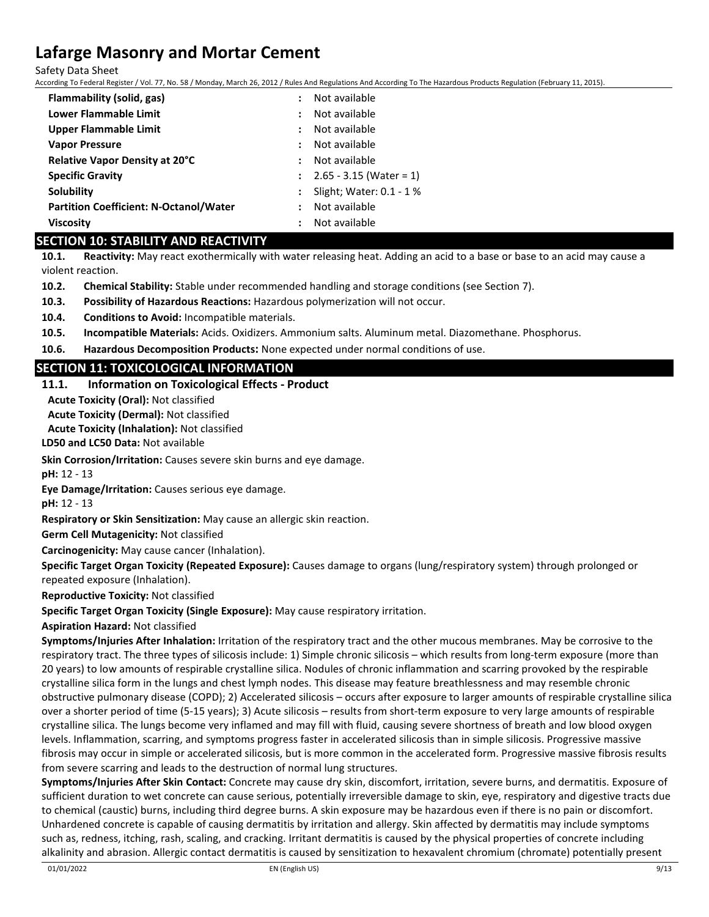| | | |
|---|---|---|
| **Flammability (solid, gas)** | : | Not available |
| **Lower Flammable Limit** | : | Not available |
| **Upper Flammable Limit** | : | Not available |
| **Vapor Pressure** | : | Not available |
| **Relative Vapor Density at 20°C** | : | Not available |
| **Specific Gravity** | : | 2.65 - 3.15 (Water = 1) |
| **Solubility** | : | Slight; Water: 0.1 - 1 % |
| **Partition Coefficient: N-Octanol/Water** | : | Not available |
| **Viscosity** | : | Not available |

## SECTION 10: STABILITY AND REACTIVITY

**10.1. Reactivity:** May react exothermically with water releasing heat. Adding an acid to a base or base to an acid may cause a violent reaction.

**10.2. Chemical Stability:** Stable under recommended handling and storage conditions (see Section 7).

**10.3. Possibility of Hazardous Reactions:** Hazardous polymerization will not occur.

**10.4. Conditions to Avoid:** Incompatible materials.

**10.5. Incompatible Materials:** Acids. Oxidizers. Ammonium salts. Aluminum metal. Diazomethane. Phosphorus.

**10.6. Hazardous Decomposition Products:** None expected under normal conditions of use.

## SECTION 11: TOXICOLOGICAL INFORMATION

### 11.1. Information on Toxicological Effects - Product

**Acute Toxicity (Oral):** Not classified

**Acute Toxicity (Dermal):** Not classified

**Acute Toxicity (Inhalation):** Not classified

**LD50 and LC50 Data:** Not available

**Skin Corrosion/Irritation:** Causes severe skin burns and eye damage.

**pH:** 12 - 13

**Eye Damage/Irritation:** Causes serious eye damage.

**pH:** 12 - 13

**Respiratory or Skin Sensitization:** May cause an allergic skin reaction.

**Germ Cell Mutagenicity:** Not classified

**Carcinogenicity:** May cause cancer (Inhalation).

**Specific Target Organ Toxicity (Repeated Exposure):** Causes damage to organs (lung/respiratory system) through prolonged or repeated exposure (Inhalation).

**Reproductive Toxicity:** Not classified

**Specific Target Organ Toxicity (Single Exposure):** May cause respiratory irritation.

**Aspiration Hazard:** Not classified

**Symptoms/Injuries After Inhalation:** Irritation of the respiratory tract and the other mucous membranes. May be corrosive to the respiratory tract. The three types of silicosis include: 1) Simple chronic silicosis – which results from long-term exposure (more than 20 years) to low amounts of respirable crystalline silica. Nodules of chronic inflammation and scarring provoked by the respirable crystalline silica form in the lungs and chest lymph nodes. This disease may feature breathlessness and may resemble chronic obstructive pulmonary disease (COPD); 2) Accelerated silicosis – occurs after exposure to larger amounts of respirable crystalline silica over a shorter period of time (5-15 years); 3) Acute silicosis – results from short-term exposure to very large amounts of respirable crystalline silica. The lungs become very inflamed and may fill with fluid, causing severe shortness of breath and low blood oxygen levels. Inflammation, scarring, and symptoms progress faster in accelerated silicosis than in simple silicosis. Progressive massive fibrosis may occur in simple or accelerated silicosis, but is more common in the accelerated form. Progressive massive fibrosis results from severe scarring and leads to the destruction of normal lung structures.

**Symptoms/Injuries After Skin Contact:** Concrete may cause dry skin, discomfort, irritation, severe burns, and dermatitis. Exposure of sufficient duration to wet concrete can cause serious, potentially irreversible damage to skin, eye, respiratory and digestive tracts due to chemical (caustic) burns, including third degree burns. A skin exposure may be hazardous even if there is no pain or discomfort. Unhardened concrete is capable of causing dermatitis by irritation and allergy. Skin affected by dermatitis may include symptoms such as, redness, itching, rash, scaling, and cracking. Irritant dermatitis is caused by the physical properties of concrete including alkalinity and abrasion. Allergic contact dermatitis is caused by sensitization to hexavalent chromium (chromate) potentially present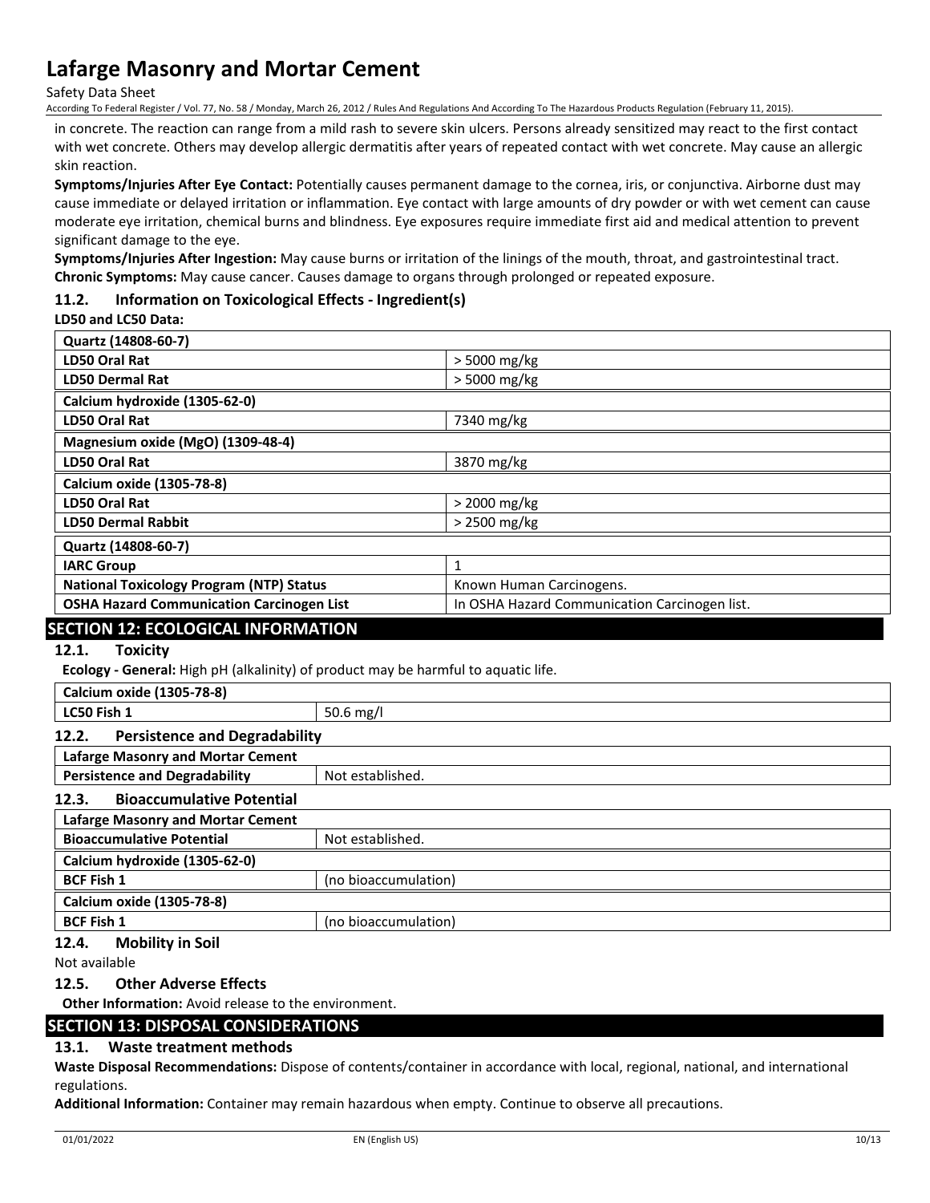in concrete. The reaction can range from a mild rash to severe skin ulcers. Persons already sensitized may react to the first contact with wet concrete. Others may develop allergic dermatitis after years of repeated contact with wet concrete. May cause an allergic skin reaction.

**Symptoms/Injuries After Eye Contact:** Potentially causes permanent damage to the cornea, iris, or conjunctiva. Airborne dust may cause immediate or delayed irritation or inflammation. Eye contact with large amounts of dry powder or with wet cement can cause moderate eye irritation, chemical burns and blindness. Eye exposures require immediate first aid and medical attention to prevent significant damage to the eye.

**Symptoms/Injuries After Ingestion:** May cause burns or irritation of the linings of the mouth, throat, and gastrointestinal tract.

**Chronic Symptoms:** May cause cancer. Causes damage to organs through prolonged or repeated exposure.

### 11.2. Information on Toxicological Effects - Ingredient(s)

**LD50 and LC50 Data:**

| **Quartz (14808-60-7)** | |
|---|---|
| **LD50 Oral Rat** | > 5000 mg/kg |
| **LD50 Dermal Rat** | > 5000 mg/kg |
| **Calcium hydroxide (1305-62-0)** | |
| **LD50 Oral Rat** | 7340 mg/kg |
| **Magnesium oxide (MgO) (1309-48-4)** | |
| **LD50 Oral Rat** | 3870 mg/kg |
| **Calcium oxide (1305-78-8)** | |
| **LD50 Oral Rat** | > 2000 mg/kg |
| **LD50 Dermal Rabbit** | > 2500 mg/kg |
| **Quartz (14808-60-7)** | |
| **IARC Group** | 1 |
| **National Toxicology Program (NTP) Status** | Known Human Carcinogens. |
| **OSHA Hazard Communication Carcinogen List** | In OSHA Hazard Communication Carcinogen list. |

## SECTION 12: ECOLOGICAL INFORMATION

### 12.1. Toxicity

**Ecology - General:** High pH (alkalinity) of product may be harmful to aquatic life.

| **Calcium oxide (1305-78-8)** | |
|---|---|
| **LC50 Fish 1** | 50.6 mg/l |

### 12.2. Persistence and Degradability

| **Lafarge Masonry and Mortar Cement** | |
|---|---|
| **Persistence and Degradability** | Not established. |

### 12.3. Bioaccumulative Potential

| **Lafarge Masonry and Mortar Cement** | |
|---|---|
| **Bioaccumulative Potential** | Not established. |
| **Calcium hydroxide (1305-62-0)** | |
| **BCF Fish 1** | (no bioaccumulation) |
| **Calcium oxide (1305-78-8)** | |
| **BCF Fish 1** | (no bioaccumulation) |

### 12.4. Mobility in Soil

Not available

### 12.5. Other Adverse Effects

**Other Information:** Avoid release to the environment.

## SECTION 13: DISPOSAL CONSIDERATIONS

### 13.1. Waste treatment methods

**Waste Disposal Recommendations:** Dispose of contents/container in accordance with local, regional, national, and international regulations.

**Additional Information:** Container may remain hazardous when empty. Continue to observe all precautions.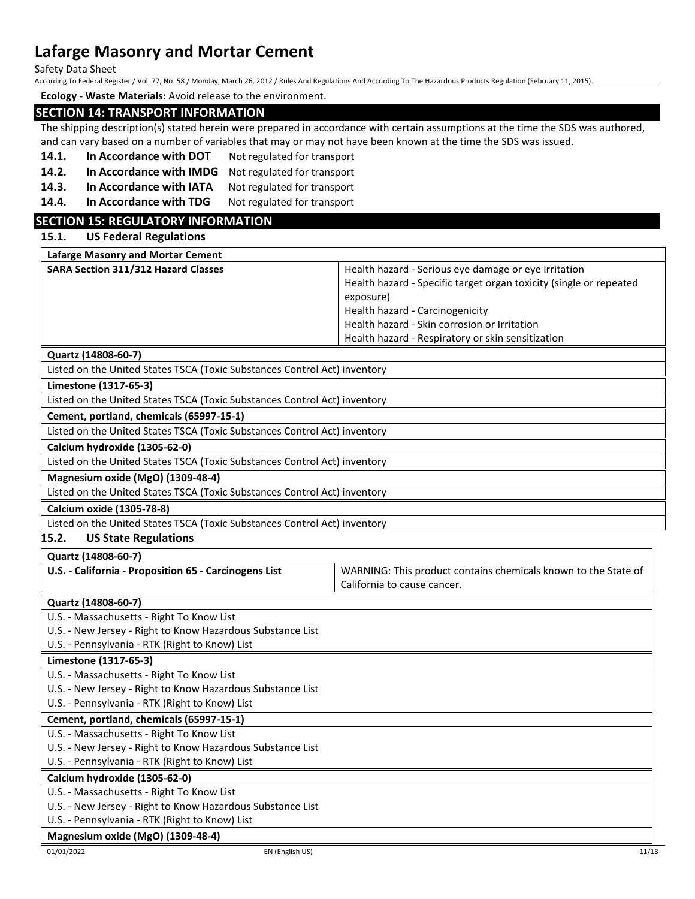**Ecology - Waste Materials:** Avoid release to the environment.

## SECTION 14: TRANSPORT INFORMATION

The shipping description(s) stated herein were prepared in accordance with certain assumptions at the time the SDS was authored, and can vary based on a number of variables that may or may not have been known at the time the SDS was issued.

**14.1. In Accordance with DOT** Not regulated for transport

**14.2. In Accordance with IMDG** Not regulated for transport

**14.3. In Accordance with IATA** Not regulated for transport

**14.4. In Accordance with TDG** Not regulated for transport

## SECTION 15: REGULATORY INFORMATION

### 15.1. US Federal Regulations

| **Lafarge Masonry and Mortar Cement** | |
|---|---|
| **SARA Section 311/312 Hazard Classes** | Health hazard - Serious eye damage or eye irritation<br>Health hazard - Specific target organ toxicity (single or repeated exposure)<br>Health hazard - Carcinogenicity<br>Health hazard - Skin corrosion or Irritation<br>Health hazard - Respiratory or skin sensitization |

| **Quartz (14808-60-7)** |
|---|
| Listed on the United States TSCA (Toxic Substances Control Act) inventory |

| **Limestone (1317-65-3)** |
|---|
| Listed on the United States TSCA (Toxic Substances Control Act) inventory |

| **Cement, portland, chemicals (65997-15-1)** |
|---|
| Listed on the United States TSCA (Toxic Substances Control Act) inventory |

| **Calcium hydroxide (1305-62-0)** |
|---|
| Listed on the United States TSCA (Toxic Substances Control Act) inventory |

| **Magnesium oxide (MgO) (1309-48-4)** |
|---|
| Listed on the United States TSCA (Toxic Substances Control Act) inventory |

| **Calcium oxide (1305-78-8)** |
|---|
| Listed on the United States TSCA (Toxic Substances Control Act) inventory |

### 15.2. US State Regulations

| **Quartz (14808-60-7)** | |
|---|---|
| **U.S. - California - Proposition 65 - Carcinogens List** | WARNING: This product contains chemicals known to the State of California to cause cancer. |

| **Quartz (14808-60-7)** |
|---|
| U.S. - Massachusetts - Right To Know List<br>U.S. - New Jersey - Right to Know Hazardous Substance List<br>U.S. - Pennsylvania - RTK (Right to Know) List |

| **Limestone (1317-65-3)** |
|---|
| U.S. - Massachusetts - Right To Know List<br>U.S. - New Jersey - Right to Know Hazardous Substance List<br>U.S. - Pennsylvania - RTK (Right to Know) List |

| **Cement, portland, chemicals (65997-15-1)** |
|---|
| U.S. - Massachusetts - Right To Know List<br>U.S. - New Jersey - Right to Know Hazardous Substance List<br>U.S. - Pennsylvania - RTK (Right to Know) List |

| **Calcium hydroxide (1305-62-0)** |
|---|
| U.S. - Massachusetts - Right To Know List<br>U.S. - New Jersey - Right to Know Hazardous Substance List<br>U.S. - Pennsylvania - RTK (Right to Know) List |

| **Magnesium oxide (MgO) (1309-48-4)** |
|---|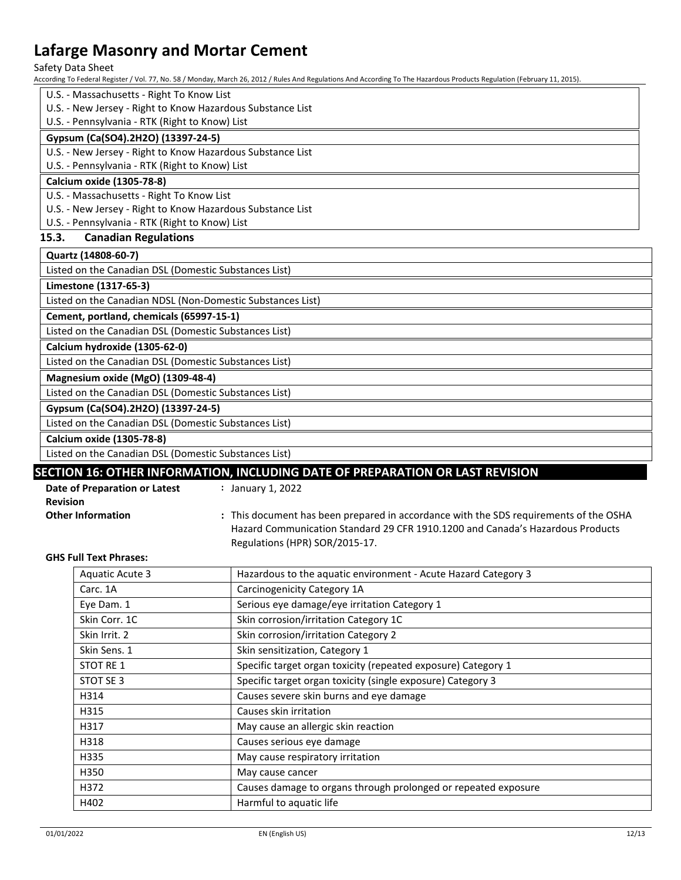U.S. - Massachusetts - Right To Know List
U.S. - New Jersey - Right to Know Hazardous Substance List
U.S. - Pennsylvania - RTK (Right to Know) List

**Gypsum (Ca(SO4).2H2O) (13397-24-5)**

U.S. - New Jersey - Right to Know Hazardous Substance List
U.S. - Pennsylvania - RTK (Right to Know) List

**Calcium oxide (1305-78-8)**

U.S. - Massachusetts - Right To Know List
U.S. - New Jersey - Right to Know Hazardous Substance List
U.S. - Pennsylvania - RTK (Right to Know) List

### 15.3. Canadian Regulations

**Quartz (14808-60-7)**

Listed on the Canadian DSL (Domestic Substances List)

**Limestone (1317-65-3)**

Listed on the Canadian NDSL (Non-Domestic Substances List)

**Cement, portland, chemicals (65997-15-1)**

Listed on the Canadian DSL (Domestic Substances List)

**Calcium hydroxide (1305-62-0)**

Listed on the Canadian DSL (Domestic Substances List)

**Magnesium oxide (MgO) (1309-48-4)**

Listed on the Canadian DSL (Domestic Substances List)

**Gypsum (Ca(SO4).2H2O) (13397-24-5)**

Listed on the Canadian DSL (Domestic Substances List)

**Calcium oxide (1305-78-8)**

Listed on the Canadian DSL (Domestic Substances List)

## SECTION 16: OTHER INFORMATION, INCLUDING DATE OF PREPARATION OR LAST REVISION

**Date of Preparation or Latest Revision** : January 1, 2022

**Other Information** : This document has been prepared in accordance with the SDS requirements of the OSHA Hazard Communication Standard 29 CFR 1910.1200 and Canada's Hazardous Products Regulations (HPR) SOR/2015-17.

**GHS Full Text Phrases:**

| | |
|---|---|
| Aquatic Acute 3 | Hazardous to the aquatic environment - Acute Hazard Category 3 |
| Carc. 1A | Carcinogenicity Category 1A |
| Eye Dam. 1 | Serious eye damage/eye irritation Category 1 |
| Skin Corr. 1C | Skin corrosion/irritation Category 1C |
| Skin Irrit. 2 | Skin corrosion/irritation Category 2 |
| Skin Sens. 1 | Skin sensitization, Category 1 |
| STOT RE 1 | Specific target organ toxicity (repeated exposure) Category 1 |
| STOT SE 3 | Specific target organ toxicity (single exposure) Category 3 |
| H314 | Causes severe skin burns and eye damage |
| H315 | Causes skin irritation |
| H317 | May cause an allergic skin reaction |
| H318 | Causes serious eye damage |
| H335 | May cause respiratory irritation |
| H350 | May cause cancer |
| H372 | Causes damage to organs through prolonged or repeated exposure |
| H402 | Harmful to aquatic life |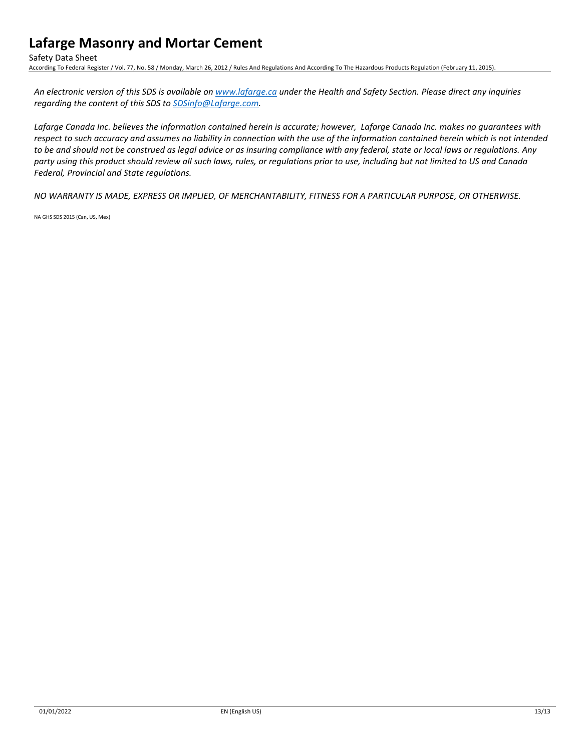*An electronic version of this SDS is available on [www.lafarge.ca](http://www.lafarge.ca) under the Health and Safety Section. Please direct any inquiries regarding the content of this SDS to [SDSinfo@Lafarge.com](mailto:SDSinfo@Lafarge.com).*

*Lafarge Canada Inc. believes the information contained herein is accurate; however, Lafarge Canada Inc. makes no guarantees with respect to such accuracy and assumes no liability in connection with the use of the information contained herein which is not intended to be and should not be construed as legal advice or as insuring compliance with any federal, state or local laws or regulations. Any party using this product should review all such laws, rules, or regulations prior to use, including but not limited to US and Canada Federal, Provincial and State regulations.*

*NO WARRANTY IS MADE, EXPRESS OR IMPLIED, OF MERCHANTABILITY, FITNESS FOR A PARTICULAR PURPOSE, OR OTHERWISE.*

NA GHS SDS 2015 (Can, US, Mex)